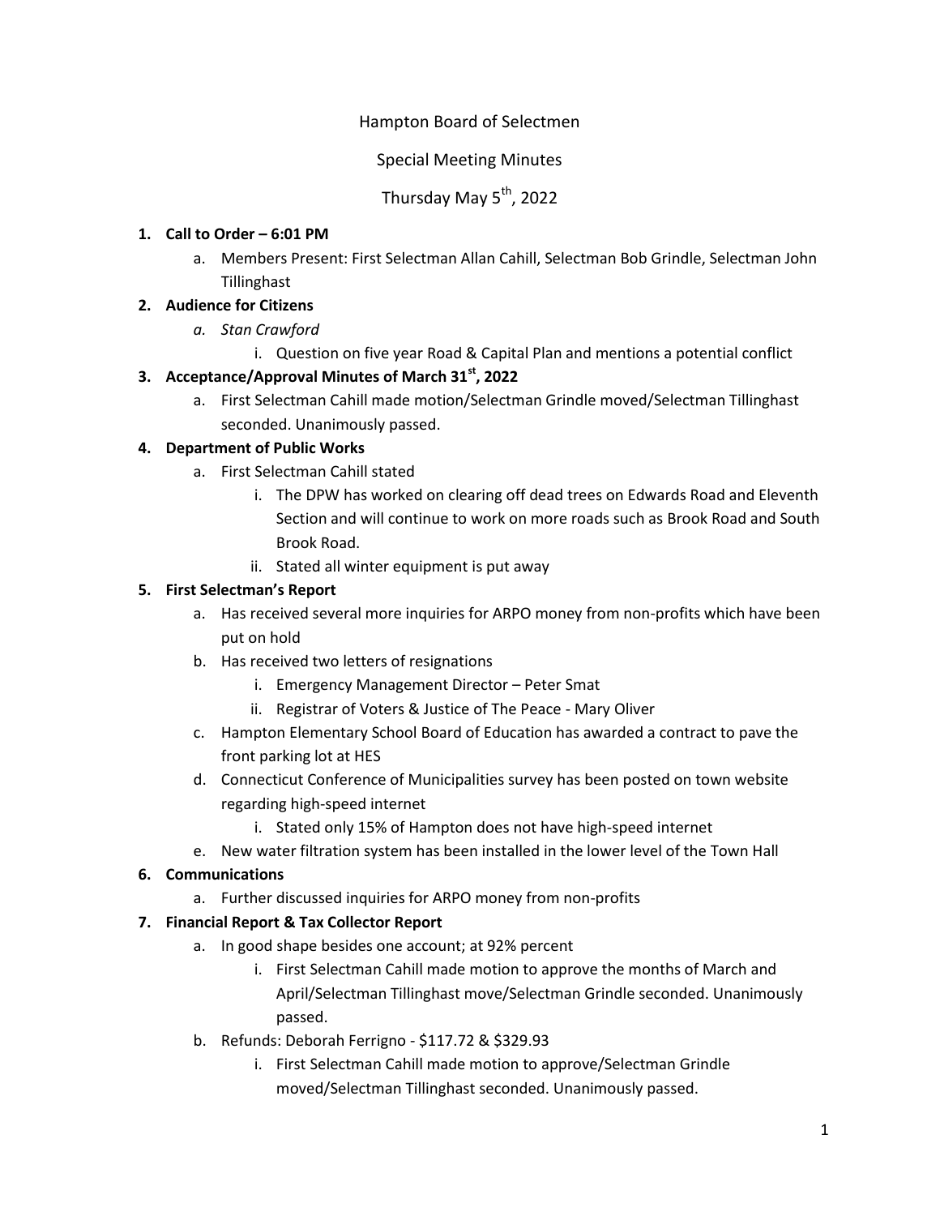Hampton Board of Selectmen

Special Meeting Minutes

Thursday May 5th, 2022

1. **Call to Order – 6:01 PM**
   a. Members Present: First Selectman Allan Cahill, Selectman Bob Grindle, Selectman John Tillinghast
2. **Audience for Citizens**
   a. *Stan Crawford*
      i. Question on five year Road & Capital Plan and mentions a potential conflict
3. **Acceptance/Approval Minutes of March 31st, 2022**
   a. First Selectman Cahill made motion/Selectman Grindle moved/Selectman Tillinghast seconded. Unanimously passed.
4. **Department of Public Works**
   a. First Selectman Cahill stated
      i. The DPW has worked on clearing off dead trees on Edwards Road and Eleventh Section and will continue to work on more roads such as Brook Road and South Brook Road.
      ii. Stated all winter equipment is put away
5. **First Selectman's Report**
   a. Has received several more inquiries for ARPO money from non-profits which have been put on hold
   b. Has received two letters of resignations
      i. Emergency Management Director – Peter Smat
      ii. Registrar of Voters & Justice of The Peace - Mary Oliver
   c. Hampton Elementary School Board of Education has awarded a contract to pave the front parking lot at HES
   d. Connecticut Conference of Municipalities survey has been posted on town website regarding high-speed internet
      i. Stated only 15% of Hampton does not have high-speed internet
   e. New water filtration system has been installed in the lower level of the Town Hall
6. **Communications**
   a. Further discussed inquiries for ARPO money from non-profits
7. **Financial Report & Tax Collector Report**
   a. In good shape besides one account; at 92% percent
      i. First Selectman Cahill made motion to approve the months of March and April/Selectman Tillinghast move/Selectman Grindle seconded. Unanimously passed.
   b. Refunds: Deborah Ferrigno - $117.72 & $329.93
      i. First Selectman Cahill made motion to approve/Selectman Grindle moved/Selectman Tillinghast seconded. Unanimously passed.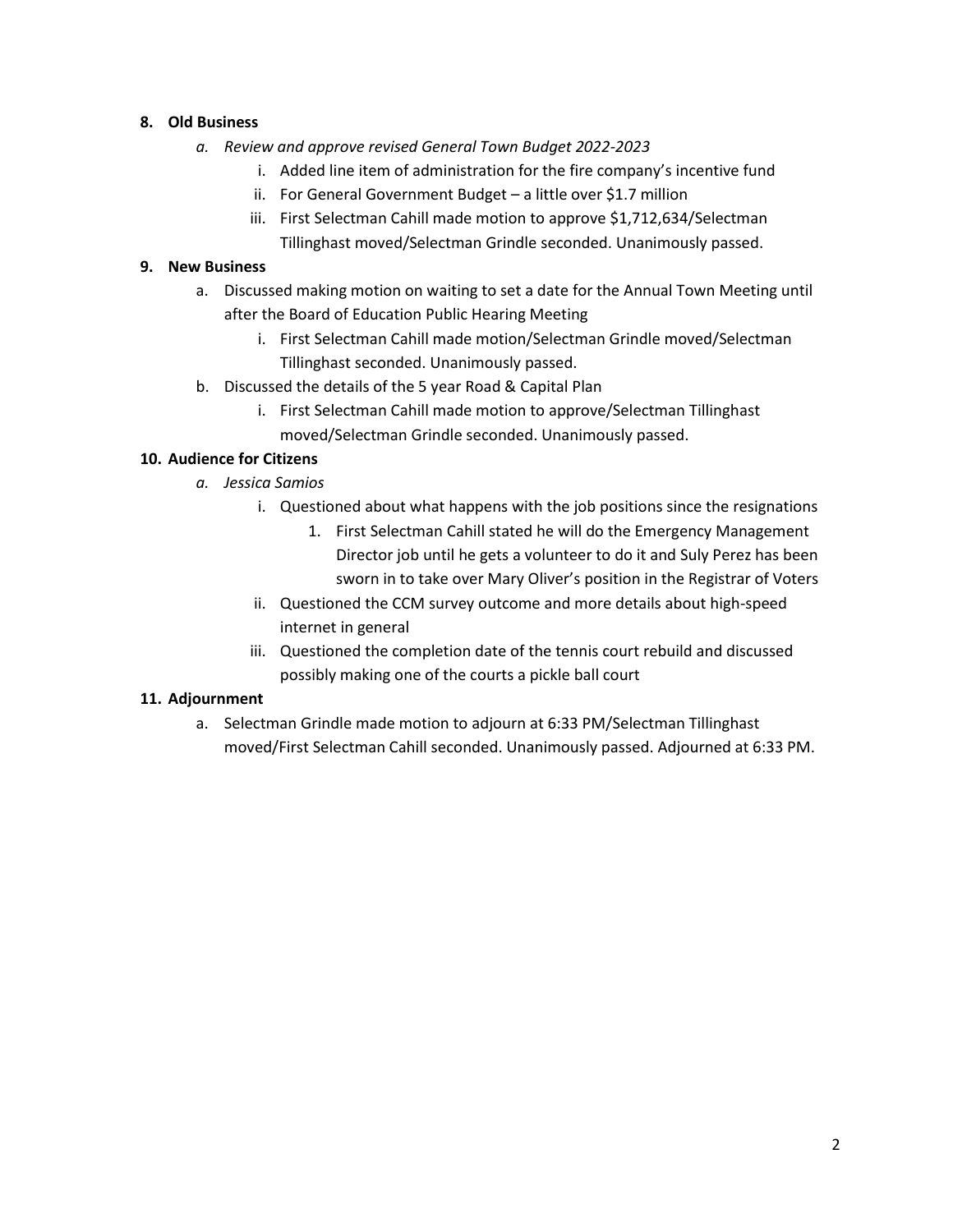**8. Old Business**

   *a. Review and approve revised General Town Budget 2022-2023*

      i. Added line item of administration for the fire company's incentive fund

      ii. For General Government Budget – a little over $1.7 million

      iii. First Selectman Cahill made motion to approve $1,712,634/Selectman Tillinghast moved/Selectman Grindle seconded. Unanimously passed.

**9. New Business**

   a. Discussed making motion on waiting to set a date for the Annual Town Meeting until after the Board of Education Public Hearing Meeting

      i. First Selectman Cahill made motion/Selectman Grindle moved/Selectman Tillinghast seconded. Unanimously passed.

   b. Discussed the details of the 5 year Road & Capital Plan

      i. First Selectman Cahill made motion to approve/Selectman Tillinghast moved/Selectman Grindle seconded. Unanimously passed.

**10. Audience for Citizens**

   *a. Jessica Samios*

      i. Questioned about what happens with the job positions since the resignations

         1. First Selectman Cahill stated he will do the Emergency Management Director job until he gets a volunteer to do it and Suly Perez has been sworn in to take over Mary Oliver's position in the Registrar of Voters

      ii. Questioned the CCM survey outcome and more details about high-speed internet in general

      iii. Questioned the completion date of the tennis court rebuild and discussed possibly making one of the courts a pickle ball court

**11. Adjournment**

   a. Selectman Grindle made motion to adjourn at 6:33 PM/Selectman Tillinghast moved/First Selectman Cahill seconded. Unanimously passed. Adjourned at 6:33 PM.